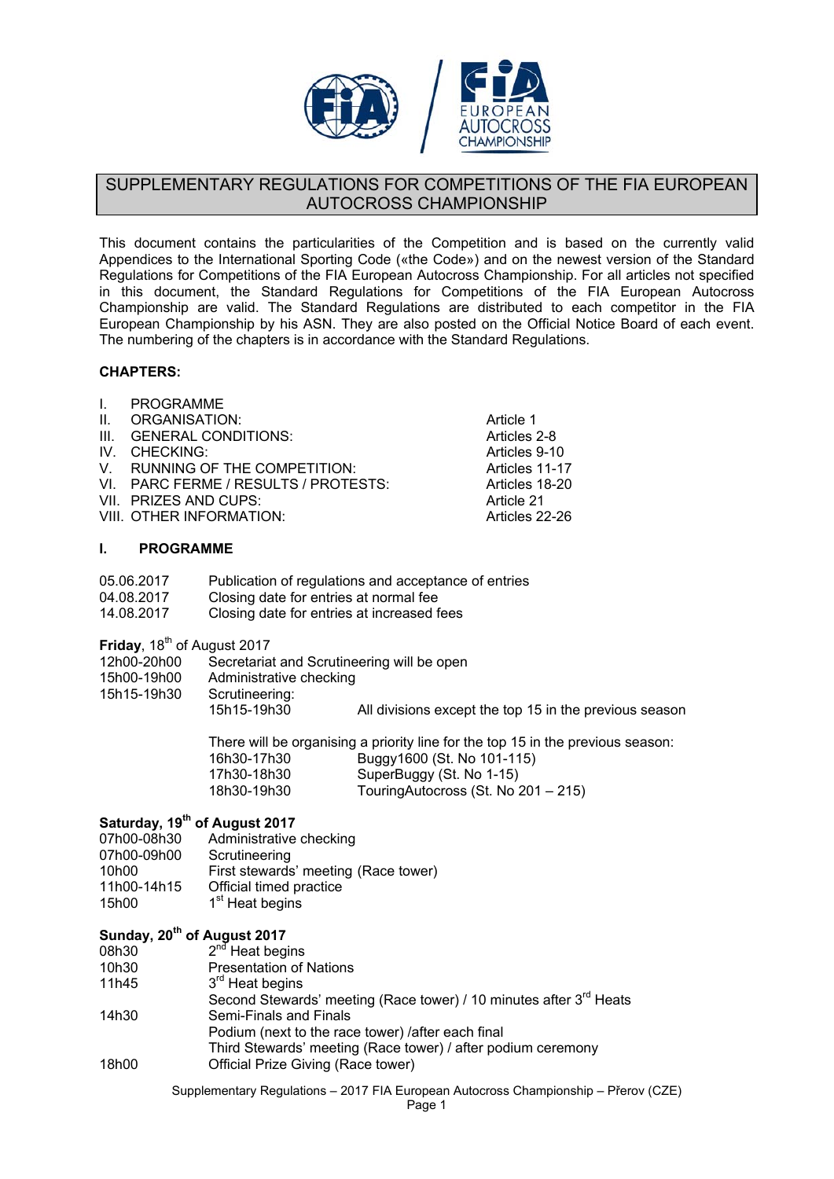# SUPPLEMENTARY REGULATIONS FOR COMPETITIONS OF THE FIA EUROPEAN AUTOCROSS CHAMPIONSHIP

This document contains the particularities of the Competition and is based on the currently valid Appendices to the International Sporting Code («the Code») and on the newest version of the Standard Regulations for Competitions of the FIA European Autocross Championship. For all articles not specified in this document, the Standard Regulations for Competitions of the FIA European Autocross Championship are valid. The Standard Regulations are distributed to each competitor in the FIA European Championship by his ASN. They are also posted on the Official Notice Board of each event. The numbering of the chapters is in accordance with the Standard Regulations.

**CHAPTERS:**

| | |
|---|---|
| I. PROGRAMME | |
| II. ORGANISATION: | Article 1 |
| III. GENERAL CONDITIONS: | Articles 2-8 |
| IV. CHECKING: | Articles 9-10 |
| V. RUNNING OF THE COMPETITION: | Articles 11-17 |
| VI. PARC FERME / RESULTS / PROTESTS: | Articles 18-20 |
| VII. PRIZES AND CUPS: | Article 21 |
| VIII. OTHER INFORMATION: | Articles 22-26 |

## I. PROGRAMME

| | |
|---|---|
| 05.06.2017 | Publication of regulations and acceptance of entries |
| 04.08.2017 | Closing date for entries at normal fee |
| 14.08.2017 | Closing date for entries at increased fees |

**Friday**, 18th of August 2017

| | | |
|---|---|---|
| 12h00-20h00 | Secretariat and Scrutineering will be open | |
| 15h00-19h00 | Administrative checking | |
| 15h15-19h30 | Scrutineering: | |
| | 15h15-19h30 | All divisions except the top 15 in the previous season |
| | There will be organising a priority line for the top 15 in the previous season: | |
| | 16h30-17h30 | Buggy1600 (St. No 101-115) |
| | 17h30-18h30 | SuperBuggy (St. No 1-15) |
| | 18h30-19h30 | TouringAutocross (St. No 201 – 215) |

**Saturday, 19th of August 2017**

| | |
|---|---|
| 07h00-08h30 | Administrative checking |
| 07h00-09h00 | Scrutineering |
| 10h00 | First stewards' meeting (Race tower) |
| 11h00-14h15 | Official timed practice |
| 15h00 | 1st Heat begins |

**Sunday, 20th of August 2017**

| | |
|---|---|
| 08h30 | 2nd Heat begins |
| 10h30 | Presentation of Nations |
| 11h45 | 3rd Heat begins |
| | Second Stewards' meeting (Race tower) / 10 minutes after 3rd Heats |
| 14h30 | Semi-Finals and Finals |
| | Podium (next to the race tower) /after each final |
| | Third Stewards' meeting (Race tower) / after podium ceremony |
| 18h00 | Official Prize Giving (Race tower) |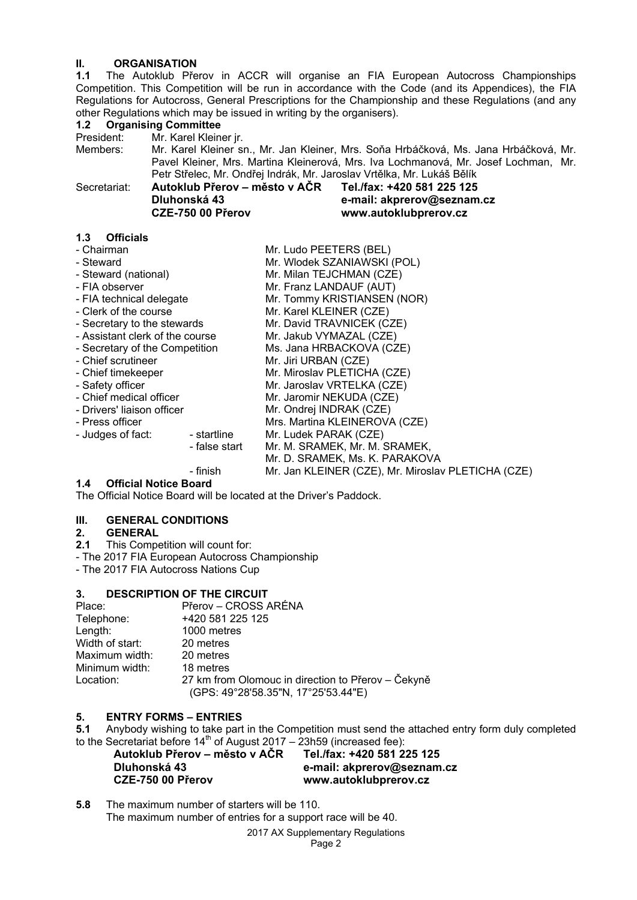## II. ORGANISATION

**1.1** The Autoklub Přerov in ACCR will organise an FIA European Autocross Championships Competition. This Competition will be run in accordance with the Code (and its Appendices), the FIA Regulations for Autocross, General Prescriptions for the Championship and these Regulations (and any other Regulations which may be issued in writing by the organisers).

### 1.2 Organising Committee

President: Mr. Karel Kleiner jr.

Members: Mr. Karel Kleiner sn., Mr. Jan Kleiner, Mrs. Soňa Hrbáčková, Ms. Jana Hrbáčková, Mr. Pavel Kleiner, Mrs. Martina Kleinerová, Mrs. Iva Lochmanová, Mr. Josef Lochman, Mr. Petr Střelec, Mr. Ondřej Indrák, Mr. Jaroslav Vrtělka, Mr. Lukáš Bělík

Secretariat:

| | |
|---|---|
| **Autoklub Přerov – město v AČR** | **Tel./fax: +420 581 225 125** |
| **Dluhonská 43** | **e-mail: akprerov@seznam.cz** |
| **CZE-750 00 Přerov** | **www.autoklubprerov.cz** |

### 1.3 Officials

| | | |
|---|---|---|
| - Chairman | | Mr. Ludo PEETERS (BEL) |
| - Steward | | Mr. Wlodek SZANIAWSKI (POL) |
| - Steward (national) | | Mr. Milan TEJCHMAN (CZE) |
| - FIA observer | | Mr. Franz LANDAUF (AUT) |
| - FIA technical delegate | | Mr. Tommy KRISTIANSEN (NOR) |
| - Clerk of the course | | Mr. Karel KLEINER (CZE) |
| - Secretary to the stewards | | Mr. David TRAVNICEK (CZE) |
| - Assistant clerk of the course | | Mr. Jakub VYMAZAL (CZE) |
| - Secretary of the Competition | | Ms. Jana HRBACKOVA (CZE) |
| - Chief scrutineer | | Mr. Jiri URBAN (CZE) |
| - Chief timekeeper | | Mr. Miroslav PLETICHA (CZE) |
| - Safety officer | | Mr. Jaroslav VRTELKA (CZE) |
| - Chief medical officer | | Mr. Jaromir NEKUDA (CZE) |
| - Drivers' liaison officer | | Mr. Ondrej INDRAK (CZE) |
| - Press officer | | Mrs. Martina KLEINEROVA (CZE) |
| - Judges of fact: | - startline | Mr. Ludek PARAK (CZE) |
| | - false start | Mr. M. SRAMEK, Mr. M. SRAMEK, Mr. D. SRAMEK, Ms. K. PARAKOVA |
| | - finish | Mr. Jan KLEINER (CZE), Mr. Miroslav PLETICHA (CZE) |

### 1.4 Official Notice Board

The Official Notice Board will be located at the Driver's Paddock.

## III. GENERAL CONDITIONS

### 2. GENERAL

**2.1** This Competition will count for:

- The 2017 FIA European Autocross Championship
- The 2017 FIA Autocross Nations Cup

### 3. DESCRIPTION OF THE CIRCUIT

| | |
|---|---|
| Place: | Přerov – CROSS ARÉNA |
| Telephone: | +420 581 225 125 |
| Length: | 1000 metres |
| Width of start: | 20 metres |
| Maximum width: | 20 metres |
| Minimum width: | 18 metres |
| Location: | 27 km from Olomouc in direction to Přerov – Čekyně (GPS: 49°28'58.35"N, 17°25'53.44"E) |

### 5. ENTRY FORMS – ENTRIES

**5.1** Anybody wishing to take part in the Competition must send the attached entry form duly completed to the Secretariat before 14th of August 2017 – 23h59 (increased fee):

| | |
|---|---|
| **Autoklub Přerov – město v AČR** | **Tel./fax: +420 581 225 125** |
| **Dluhonská 43** | **e-mail: akprerov@seznam.cz** |
| **CZE-750 00 Přerov** | **www.autoklubprerov.cz** |

**5.8** The maximum number of starters will be 110.
The maximum number of entries for a support race will be 40.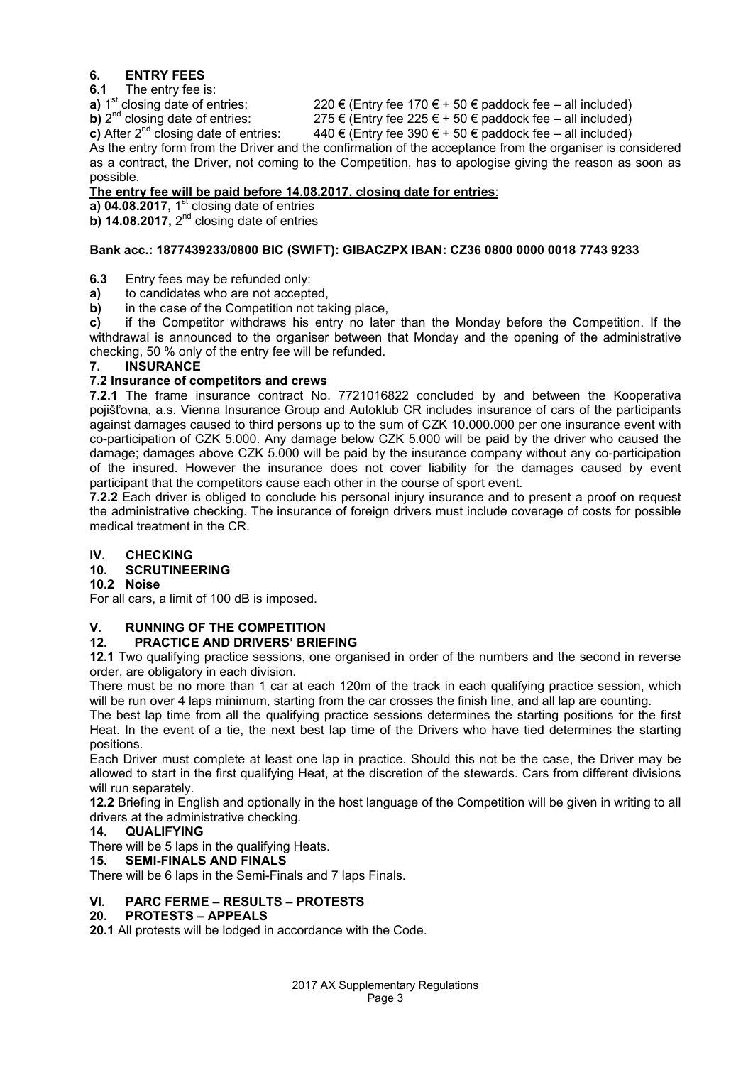## 6. ENTRY FEES

**6.1** The entry fee is:

**a)** 1st closing date of entries: 220 € (Entry fee 170 € + 50 € paddock fee – all included)
**b)** 2nd closing date of entries: 275 € (Entry fee 225 € + 50 € paddock fee – all included)
**c)** After 2nd closing date of entries: 440 € (Entry fee 390 € + 50 € paddock fee – all included)

As the entry form from the Driver and the confirmation of the acceptance from the organiser is considered as a contract, the Driver, not coming to the Competition, has to apologise giving the reason as soon as possible.

**The entry fee will be paid before 14.08.2017, closing date for entries**:
**a) 04.08.2017,** 1st closing date of entries
**b) 14.08.2017,** 2nd closing date of entries

**Bank acc.: 1877439233/0800 BIC (SWIFT): GIBACZPX IBAN: CZ36 0800 0000 0018 7743 9233**

**6.3** Entry fees may be refunded only:

**a)** to candidates who are not accepted,
**b)** in the case of the Competition not taking place,
**c)** if the Competitor withdraws his entry no later than the Monday before the Competition. If the withdrawal is announced to the organiser between that Monday and the opening of the administrative checking, 50 % only of the entry fee will be refunded.

## 7. INSURANCE

### 7.2 Insurance of competitors and crews

**7.2.1** The frame insurance contract No. 7721016822 concluded by and between the Kooperativa pojišťovna, a.s. Vienna Insurance Group and Autoklub CR includes insurance of cars of the participants against damages caused to third persons up to the sum of CZK 10.000.000 per one insurance event with co-participation of CZK 5.000. Any damage below CZK 5.000 will be paid by the driver who caused the damage; damages above CZK 5.000 will be paid by the insurance company without any co-participation of the insured. However the insurance does not cover liability for the damages caused by event participant that the competitors cause each other in the course of sport event.

**7.2.2** Each driver is obliged to conclude his personal injury insurance and to present a proof on request the administrative checking. The insurance of foreign drivers must include coverage of costs for possible medical treatment in the CR.

# IV. CHECKING

## 10. SCRUTINEERING

### 10.2 Noise

For all cars, a limit of 100 dB is imposed.

# V. RUNNING OF THE COMPETITION

## 12. PRACTICE AND DRIVERS' BRIEFING

**12.1** Two qualifying practice sessions, one organised in order of the numbers and the second in reverse order, are obligatory in each division.

There must be no more than 1 car at each 120m of the track in each qualifying practice session, which will be run over 4 laps minimum, starting from the car crosses the finish line, and all lap are counting.

The best lap time from all the qualifying practice sessions determines the starting positions for the first Heat. In the event of a tie, the next best lap time of the Drivers who have tied determines the starting positions.

Each Driver must complete at least one lap in practice. Should this not be the case, the Driver may be allowed to start in the first qualifying Heat, at the discretion of the stewards. Cars from different divisions will run separately.

**12.2** Briefing in English and optionally in the host language of the Competition will be given in writing to all drivers at the administrative checking.

## 14. QUALIFYING

There will be 5 laps in the qualifying Heats.

## 15. SEMI-FINALS AND FINALS

There will be 6 laps in the Semi-Finals and 7 laps Finals.

# VI. PARC FERME – RESULTS – PROTESTS

## 20. PROTESTS – APPEALS

**20.1** All protests will be lodged in accordance with the Code.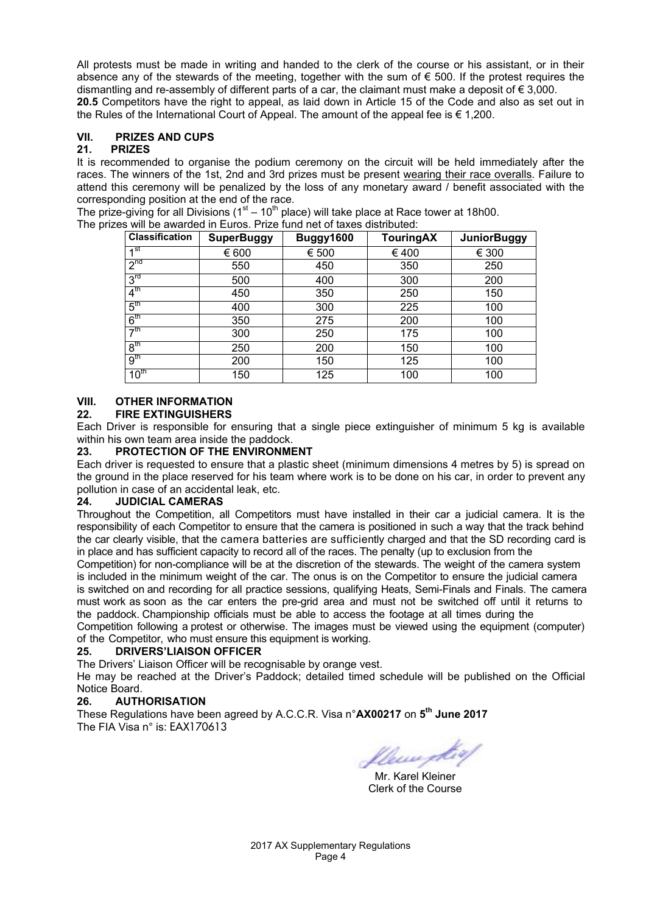All protests must be made in writing and handed to the clerk of the course or his assistant, or in their absence any of the stewards of the meeting, together with the sum of € 500. If the protest requires the dismantling and re-assembly of different parts of a car, the claimant must make a deposit of € 3,000.

**20.5** Competitors have the right to appeal, as laid down in Article 15 of the Code and also as set out in the Rules of the International Court of Appeal. The amount of the appeal fee is € 1,200.

## VII. PRIZES AND CUPS

### 21. PRIZES

It is recommended to organise the podium ceremony on the circuit will be held immediately after the races. The winners of the 1st, 2nd and 3rd prizes must be present wearing their race overalls. Failure to attend this ceremony will be penalized by the loss of any monetary award / benefit associated with the corresponding position at the end of the race.

The prize-giving for all Divisions (1st – 10th place) will take place at Race tower at 18h00.

The prizes will be awarded in Euros. Prize fund net of taxes distributed:

| Classification | SuperBuggy | Buggy1600 | TouringAX | JuniorBuggy |
|---|---|---|---|---|
| 1st | € 600 | € 500 | € 400 | € 300 |
| 2nd | 550 | 450 | 350 | 250 |
| 3rd | 500 | 400 | 300 | 200 |
| 4th | 450 | 350 | 250 | 150 |
| 5th | 400 | 300 | 225 | 100 |
| 6th | 350 | 275 | 200 | 100 |
| 7th | 300 | 250 | 175 | 100 |
| 8th | 250 | 200 | 150 | 100 |
| 9th | 200 | 150 | 125 | 100 |
| 10th | 150 | 125 | 100 | 100 |

## VIII. OTHER INFORMATION

### 22. FIRE EXTINGUISHERS

Each Driver is responsible for ensuring that a single piece extinguisher of minimum 5 kg is available within his own team area inside the paddock.

### 23. PROTECTION OF THE ENVIRONMENT

Each driver is requested to ensure that a plastic sheet (minimum dimensions 4 metres by 5) is spread on the ground in the place reserved for his team where work is to be done on his car, in order to prevent any pollution in case of an accidental leak, etc.

### 24. JUDICIAL CAMERAS

Throughout the Competition, all Competitors must have installed in their car a judicial camera. It is the responsibility of each Competitor to ensure that the camera is positioned in such a way that the track behind the car clearly visible, that the camera batteries are sufficiently charged and that the SD recording card is in place and has sufficient capacity to record all of the races. The penalty (up to exclusion from the Competition) for non-compliance will be at the discretion of the stewards. The weight of the camera system is included in the minimum weight of the car. The onus is on the Competitor to ensure the judicial camera is switched on and recording for all practice sessions, qualifying Heats, Semi-Finals and Finals. The camera must work as soon as the car enters the pre-grid area and must not be switched off until it returns to the paddock. Championship officials must be able to access the footage at all times during the Competition following a protest or otherwise. The images must be viewed using the equipment (computer) of the Competitor, who must ensure this equipment is working.

### 25. DRIVERS'LIAISON OFFICER

The Drivers' Liaison Officer will be recognisable by orange vest.

He may be reached at the Driver's Paddock; detailed timed schedule will be published on the Official Notice Board.

### 26. AUTHORISATION

These Regulations have been agreed by A.C.C.R. Visa n°**AX00217** on **5th June 2017**

The FIA Visa n° is: EAX170613

Mr. Karel Kleiner
Clerk of the Course